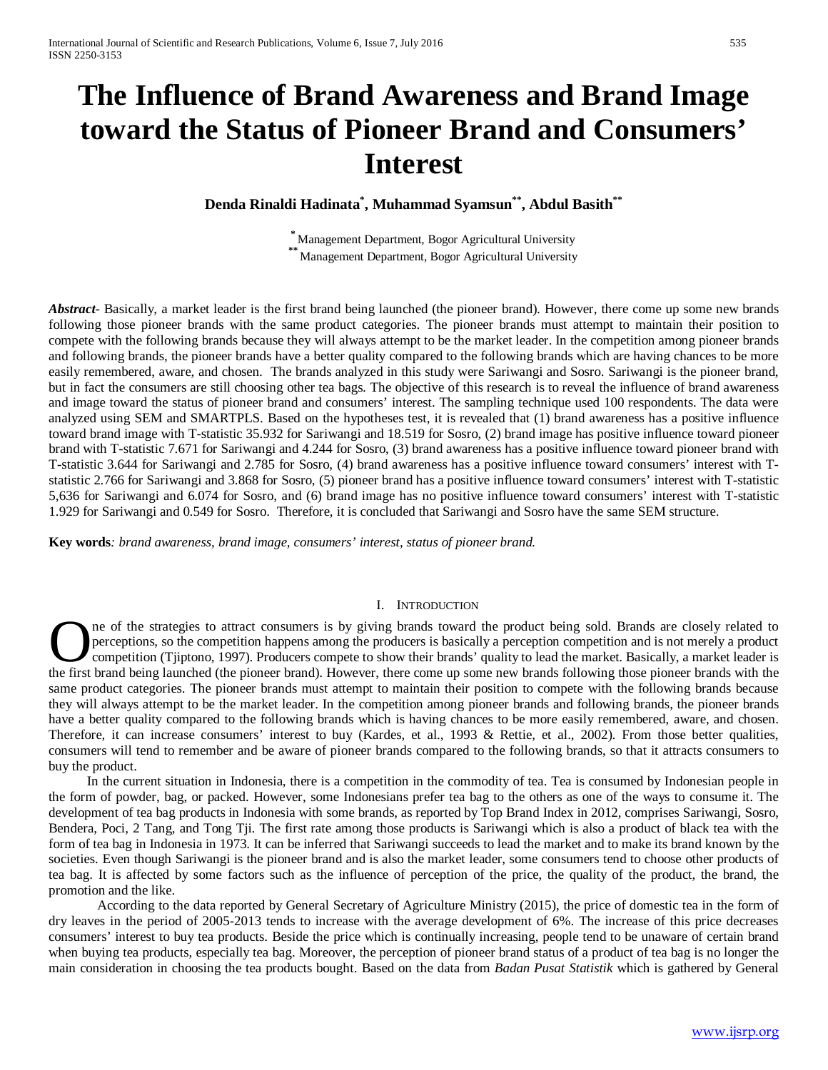# The Influence of Brand Awareness and Brand Image toward the Status of Pioneer Brand and Consumers' Interest

**Denda Rinaldi Hadinata[*], Muhammad Syamsun[**], Abdul Basith[**]**

[*] Management Department, Bogor Agricultural University
[**] Management Department, Bogor Agricultural University

***Abstract***- Basically, a market leader is the first brand being launched (the pioneer brand). However, there come up some new brands following those pioneer brands with the same product categories. The pioneer brands must attempt to maintain their position to compete with the following brands because they will always attempt to be the market leader. In the competition among pioneer brands and following brands, the pioneer brands have a better quality compared to the following brands which are having chances to be more easily remembered, aware, and chosen. The brands analyzed in this study were Sariwangi and Sosro. Sariwangi is the pioneer brand, but in fact the consumers are still choosing other tea bags. The objective of this research is to reveal the influence of brand awareness and image toward the status of pioneer brand and consumers' interest. The sampling technique used 100 respondents. The data were analyzed using SEM and SMARTPLS. Based on the hypotheses test, it is revealed that (1) brand awareness has a positive influence toward brand image with T-statistic 35.932 for Sariwangi and 18.519 for Sosro, (2) brand image has positive influence toward pioneer brand with T-statistic 7.671 for Sariwangi and 4.244 for Sosro, (3) brand awareness has a positive influence toward pioneer brand with T-statistic 3.644 for Sariwangi and 2.785 for Sosro, (4) brand awareness has a positive influence toward consumers' interest with T-statistic 2.766 for Sariwangi and 3.868 for Sosro, (5) pioneer brand has a positive influence toward consumers' interest with T-statistic 5,636 for Sariwangi and 6.074 for Sosro, and (6) brand image has no positive influence toward consumers' interest with T-statistic 1.929 for Sariwangi and 0.549 for Sosro. Therefore, it is concluded that Sariwangi and Sosro have the same SEM structure.

**Key words**: *brand awareness, brand image, consumers' interest, status of pioneer brand.*

## I. Introduction

One of the strategies to attract consumers is by giving brands toward the product being sold. Brands are closely related to perceptions, so the competition happens among the producers is basically a perception competition and is not merely a product competition (Tjiptono, 1997). Producers compete to show their brands' quality to lead the market. Basically, a market leader is the first brand being launched (the pioneer brand). However, there come up some new brands following those pioneer brands with the same product categories. The pioneer brands must attempt to maintain their position to compete with the following brands because they will always attempt to be the market leader. In the competition among pioneer brands and following brands, the pioneer brands have a better quality compared to the following brands which is having chances to be more easily remembered, aware, and chosen. Therefore, it can increase consumers' interest to buy (Kardes, et al., 1993 & Rettie, et al., 2002). From those better qualities, consumers will tend to remember and be aware of pioneer brands compared to the following brands, so that it attracts consumers to buy the product.

In the current situation in Indonesia, there is a competition in the commodity of tea. Tea is consumed by Indonesian people in the form of powder, bag, or packed. However, some Indonesians prefer tea bag to the others as one of the ways to consume it. The development of tea bag products in Indonesia with some brands, as reported by Top Brand Index in 2012, comprises Sariwangi, Sosro, Bendera, Poci, 2 Tang, and Tong Tji. The first rate among those products is Sariwangi which is also a product of black tea with the form of tea bag in Indonesia in 1973. It can be inferred that Sariwangi succeeds to lead the market and to make its brand known by the societies. Even though Sariwangi is the pioneer brand and is also the market leader, some consumers tend to choose other products of tea bag. It is affected by some factors such as the influence of perception of the price, the quality of the product, the brand, the promotion and the like.

According to the data reported by General Secretary of Agriculture Ministry (2015), the price of domestic tea in the form of dry leaves in the period of 2005-2013 tends to increase with the average development of 6%. The increase of this price decreases consumers' interest to buy tea products. Beside the price which is continually increasing, people tend to be unaware of certain brand when buying tea products, especially tea bag. Moreover, the perception of pioneer brand status of a product of tea bag is no longer the main consideration in choosing the tea products bought. Based on the data from *Badan Pusat Statistik* which is gathered by General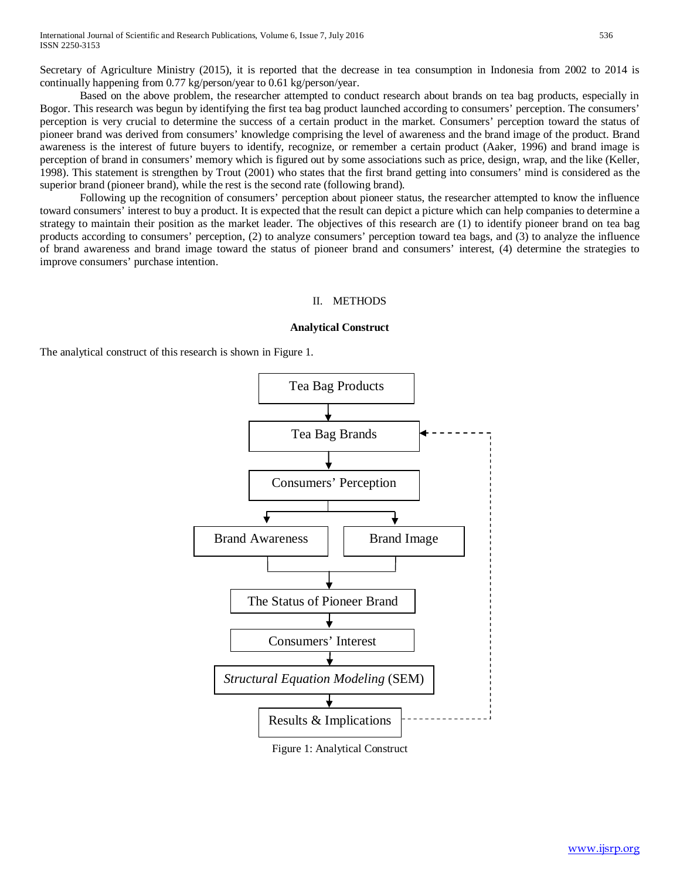Secretary of Agriculture Ministry (2015), it is reported that the decrease in tea consumption in Indonesia from 2002 to 2014 is continually happening from 0.77 kg/person/year to 0.61 kg/person/year.

Based on the above problem, the researcher attempted to conduct research about brands on tea bag products, especially in Bogor. This research was begun by identifying the first tea bag product launched according to consumers' perception. The consumers' perception is very crucial to determine the success of a certain product in the market. Consumers' perception toward the status of pioneer brand was derived from consumers' knowledge comprising the level of awareness and the brand image of the product. Brand awareness is the interest of future buyers to identify, recognize, or remember a certain product (Aaker, 1996) and brand image is perception of brand in consumers' memory which is figured out by some associations such as price, design, wrap, and the like (Keller, 1998). This statement is strengthen by Trout (2001) who states that the first brand getting into consumers' mind is considered as the superior brand (pioneer brand), while the rest is the second rate (following brand).

Following up the recognition of consumers' perception about pioneer status, the researcher attempted to know the influence toward consumers' interest to buy a product. It is expected that the result can depict a picture which can help companies to determine a strategy to maintain their position as the market leader. The objectives of this research are (1) to identify pioneer brand on tea bag products according to consumers' perception, (2) to analyze consumers' perception toward tea bags, and (3) to analyze the influence of brand awareness and brand image toward the status of pioneer brand and consumers' interest, (4) determine the strategies to improve consumers' purchase intention.

## II. METHODS

### Analytical Construct

The analytical construct of this research is shown in Figure 1.

```
Tea Bag Products
      ↓
Tea Bag Brands  ←-------------------┐
      ↓                             ¦
Consumers' Perception               ¦
   ↓              ↓                 ¦
Brand Awareness   Brand Image       ¦
   └──────┬───────┘                 ¦
          ↓                         ¦
The Status of Pioneer Brand         ¦
          ↓                         ¦
Consumers' Interest                 ¦
          ↓                         ¦
Structural Equation Modeling (SEM)  ¦
          ↓                         ¦
Results & Implications  ------------┘
```

Figure 1: Analytical Construct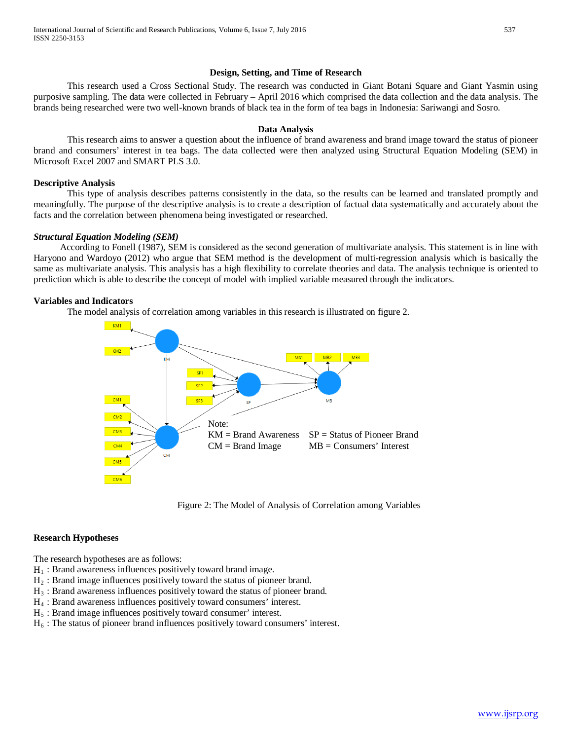### Design, Setting, and Time of Research

This research used a Cross Sectional Study. The research was conducted in Giant Botani Square and Giant Yasmin using purposive sampling. The data were collected in February – April 2016 which comprised the data collection and the data analysis. The brands being researched were two well-known brands of black tea in the form of tea bags in Indonesia: Sariwangi and Sosro.

### Data Analysis

This research aims to answer a question about the influence of brand awareness and brand image toward the status of pioneer brand and consumers' interest in tea bags. The data collected were then analyzed using Structural Equation Modeling (SEM) in Microsoft Excel 2007 and SMART PLS 3.0.

### Descriptive Analysis

This type of analysis describes patterns consistently in the data, so the results can be learned and translated promptly and meaningfully. The purpose of the descriptive analysis is to create a description of factual data systematically and accurately about the facts and the correlation between phenomena being investigated or researched.

### *Structural Equation Modeling (SEM)*

According to Fonell (1987), SEM is considered as the second generation of multivariate analysis. This statement is in line with Haryono and Wardoyo (2012) who argue that SEM method is the development of multi-regression analysis which is basically the same as multivariate analysis. This analysis has a high flexibility to correlate theories and data. The analysis technique is oriented to prediction which is able to describe the concept of model with implied variable measured through the indicators.

### Variables and Indicators

The model analysis of correlation among variables in this research is illustrated on figure 2.

Note:
KM = Brand Awareness   SP = Status of Pioneer Brand
CM = Brand Image   MB = Consumers' Interest

Figure 2: The Model of Analysis of Correlation among Variables

### Research Hypotheses

The research hypotheses are as follows:

$H_1$ : Brand awareness influences positively toward brand image.
$H_2$ : Brand image influences positively toward the status of pioneer brand.
$H_3$ : Brand awareness influences positively toward the status of pioneer brand.
$H_4$ : Brand awareness influences positively toward consumers' interest.
$H_5$ : Brand image influences positively toward consumer' interest.
$H_6$ : The status of pioneer brand influences positively toward consumers' interest.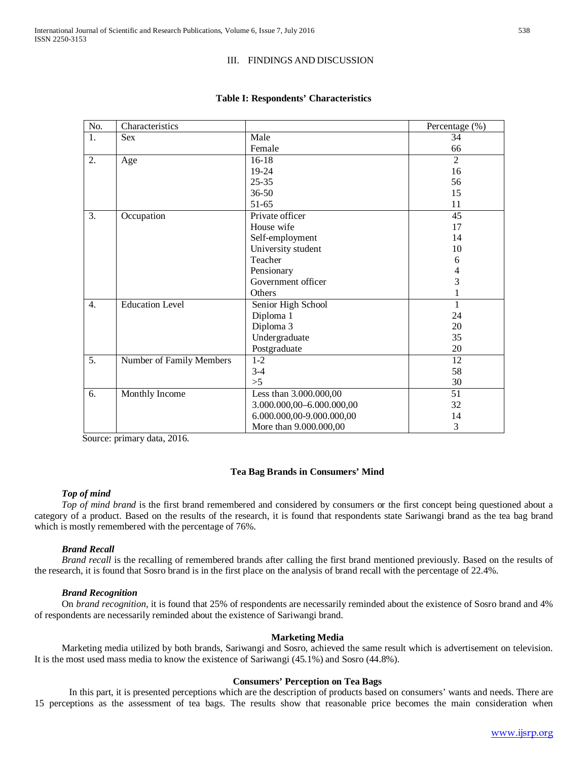## III. FINDINGS AND DISCUSSION

**Table I: Respondents' Characteristics**

| No. | Characteristics | | Percentage (%) |
|---|---|---|---|
| 1. | Sex | Male | 34 |
| | | Female | 66 |
| 2. | Age | 16-18 | 2 |
| | | 19-24 | 16 |
| | | 25-35 | 56 |
| | | 36-50 | 15 |
| | | 51-65 | 11 |
| 3. | Occupation | Private officer | 45 |
| | | House wife | 17 |
| | | Self-employment | 14 |
| | | University student | 10 |
| | | Teacher | 6 |
| | | Pensionary | 4 |
| | | Government officer | 3 |
| | | Others | 1 |
| 4. | Education Level | Senior High School | 1 |
| | | Diploma 1 | 24 |
| | | Diploma 3 | 20 |
| | | Undergraduate | 35 |
| | | Postgraduate | 20 |
| 5. | Number of Family Members | 1-2 | 12 |
| | | 3-4 | 58 |
| | | >5 | 30 |
| 6. | Monthly Income | Less than 3.000.000,00 | 51 |
| | | 3.000.000,00–6.000.000,00 | 32 |
| | | 6.000.000,00-9.000.000,00 | 14 |
| | | More than 9.000.000,00 | 3 |

Source: primary data, 2016.

### Tea Bag Brands in Consumers' Mind

#### *Top of mind*

*Top of mind brand* is the first brand remembered and considered by consumers or the first concept being questioned about a category of a product. Based on the results of the research, it is found that respondents state Sariwangi brand as the tea bag brand which is mostly remembered with the percentage of 76%.

#### *Brand Recall*

*Brand recall* is the recalling of remembered brands after calling the first brand mentioned previously. Based on the results of the research, it is found that Sosro brand is in the first place on the analysis of brand recall with the percentage of 22.4%.

#### *Brand Recognition*

On *brand recognition*, it is found that 25% of respondents are necessarily reminded about the existence of Sosro brand and 4% of respondents are necessarily reminded about the existence of Sariwangi brand.

### Marketing Media

Marketing media utilized by both brands, Sariwangi and Sosro, achieved the same result which is advertisement on television. It is the most used mass media to know the existence of Sariwangi (45.1%) and Sosro (44.8%).

### Consumers' Perception on Tea Bags

In this part, it is presented perceptions which are the description of products based on consumers' wants and needs. There are 15 perceptions as the assessment of tea bags. The results show that reasonable price becomes the main consideration when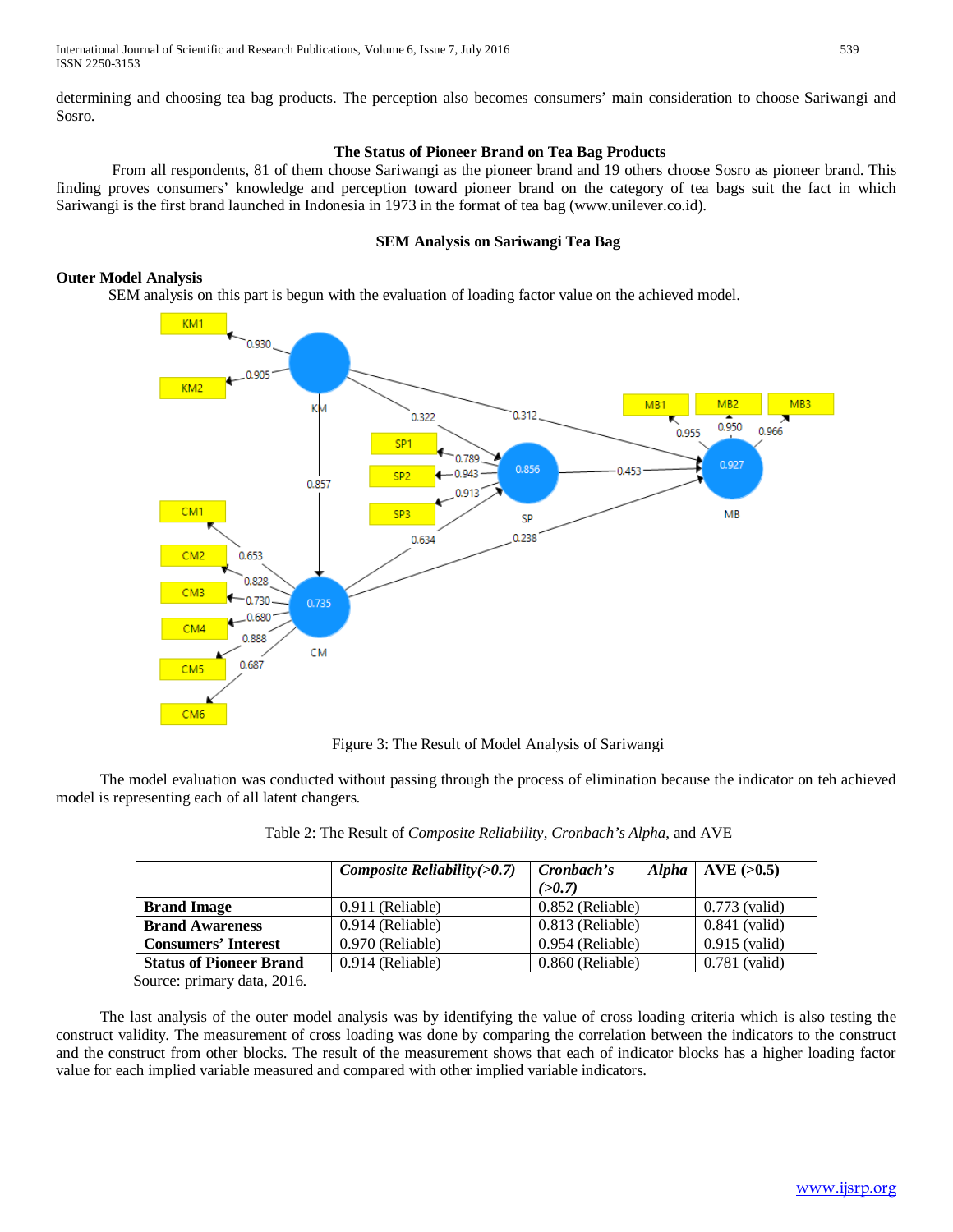determining and choosing tea bag products. The perception also becomes consumers' main consideration to choose Sariwangi and Sosro.

### The Status of Pioneer Brand on Tea Bag Products

From all respondents, 81 of them choose Sariwangi as the pioneer brand and 19 others choose Sosro as pioneer brand. This finding proves consumers' knowledge and perception toward pioneer brand on the category of tea bags suit the fact in which Sariwangi is the first brand launched in Indonesia in 1973 in the format of tea bag (www.unilever.co.id).

### SEM Analysis on Sariwangi Tea Bag

**Outer Model Analysis**

SEM analysis on this part is begun with the evaluation of loading factor value on the achieved model.

Figure 3: The Result of Model Analysis of Sariwangi

The model evaluation was conducted without passing through the process of elimination because the indicator on teh achieved model is representing each of all latent changers.

Table 2: The Result of *Composite Reliability*, *Cronbach's Alpha*, and AVE

| | *Composite Reliability(>0.7)* | *Cronbach's Alpha (>0.7)* | AVE (>0.5) |
|---|---|---|---|
| **Brand Image** | 0.911 (Reliable) | 0.852 (Reliable) | 0.773 (valid) |
| **Brand Awareness** | 0.914 (Reliable) | 0.813 (Reliable) | 0.841 (valid) |
| **Consumers' Interest** | 0.970 (Reliable) | 0.954 (Reliable) | 0.915 (valid) |
| **Status of Pioneer Brand** | 0.914 (Reliable) | 0.860 (Reliable) | 0.781 (valid) |

Source: primary data, 2016.

The last analysis of the outer model analysis was by identifying the value of cross loading criteria which is also testing the construct validity. The measurement of cross loading was done by comparing the correlation between the indicators to the construct and the construct from other blocks. The result of the measurement shows that each of indicator blocks has a higher loading factor value for each implied variable measured and compared with other implied variable indicators.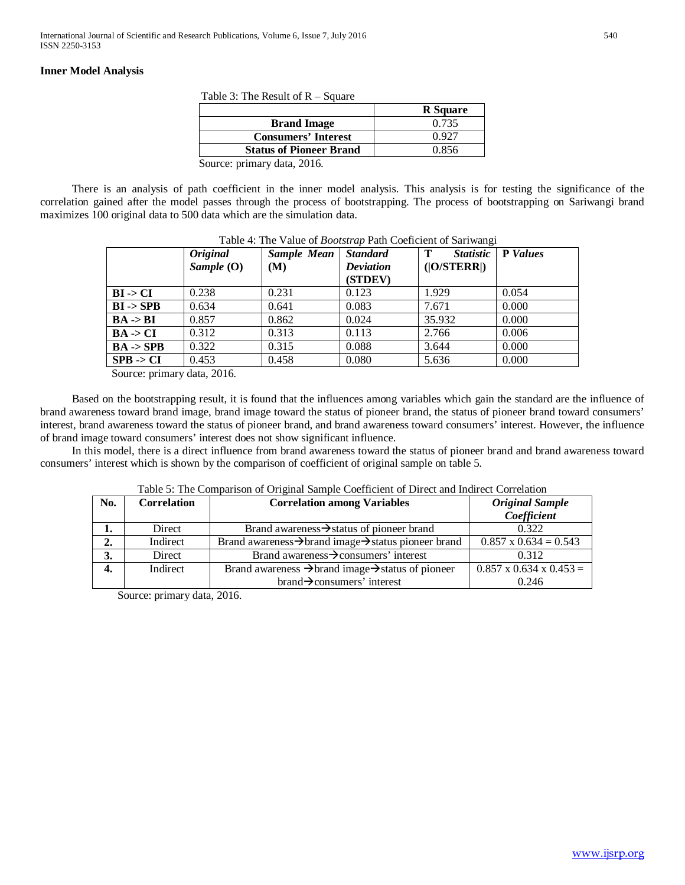**Inner Model Analysis**

Table 3: The Result of R – Square

| | R Square |
|---|---|
| **Brand Image** | 0.735 |
| **Consumers' Interest** | 0.927 |
| **Status of Pioneer Brand** | 0.856 |

Source: primary data, 2016.

There is an analysis of path coefficient in the inner model analysis. This analysis is for testing the significance of the correlation gained after the model passes through the process of bootstrapping. The process of bootstrapping on Sariwangi brand maximizes 100 original data to 500 data which are the simulation data.

Table 4: The Value of *Bootstrap* Path Coeficient of Sariwangi

| | *Original Sample* (O) | *Sample Mean* (M) | *Standard Deviation* (STDEV) | T *Statistic* (\|O/STERR\|) | P *Values* |
|---|---|---|---|---|---|
| **BI -> CI** | 0.238 | 0.231 | 0.123 | 1.929 | 0.054 |
| **BI -> SPB** | 0.634 | 0.641 | 0.083 | 7.671 | 0.000 |
| **BA -> BI** | 0.857 | 0.862 | 0.024 | 35.932 | 0.000 |
| **BA -> CI** | 0.312 | 0.313 | 0.113 | 2.766 | 0.006 |
| **BA -> SPB** | 0.322 | 0.315 | 0.088 | 3.644 | 0.000 |
| **SPB -> CI** | 0.453 | 0.458 | 0.080 | 5.636 | 0.000 |

Source: primary data, 2016.

Based on the bootstrapping result, it is found that the influences among variables which gain the standard are the influence of brand awareness toward brand image, brand image toward the status of pioneer brand, the status of pioneer brand toward consumers' interest, brand awareness toward the status of pioneer brand, and brand awareness toward consumers' interest. However, the influence of brand image toward consumers' interest does not show significant influence.

In this model, there is a direct influence from brand awareness toward the status of pioneer brand and brand awareness toward consumers' interest which is shown by the comparison of coefficient of original sample on table 5.

Table 5: The Comparison of Original Sample Coefficient of Direct and Indirect Correlation

| No. | Correlation | Correlation among Variables | *Original Sample Coefficient* |
|---|---|---|---|
| **1.** | Direct | Brand awareness→status of pioneer brand | 0.322 |
| **2.** | Indirect | Brand awareness→brand image→status pioneer brand | 0.857 x 0.634 = 0.543 |
| **3.** | Direct | Brand awareness→consumers' interest | 0.312 |
| **4.** | Indirect | Brand awareness →brand image→status of pioneer brand→consumers' interest | 0.857 x 0.634 x 0.453 = 0.246 |

Source: primary data, 2016.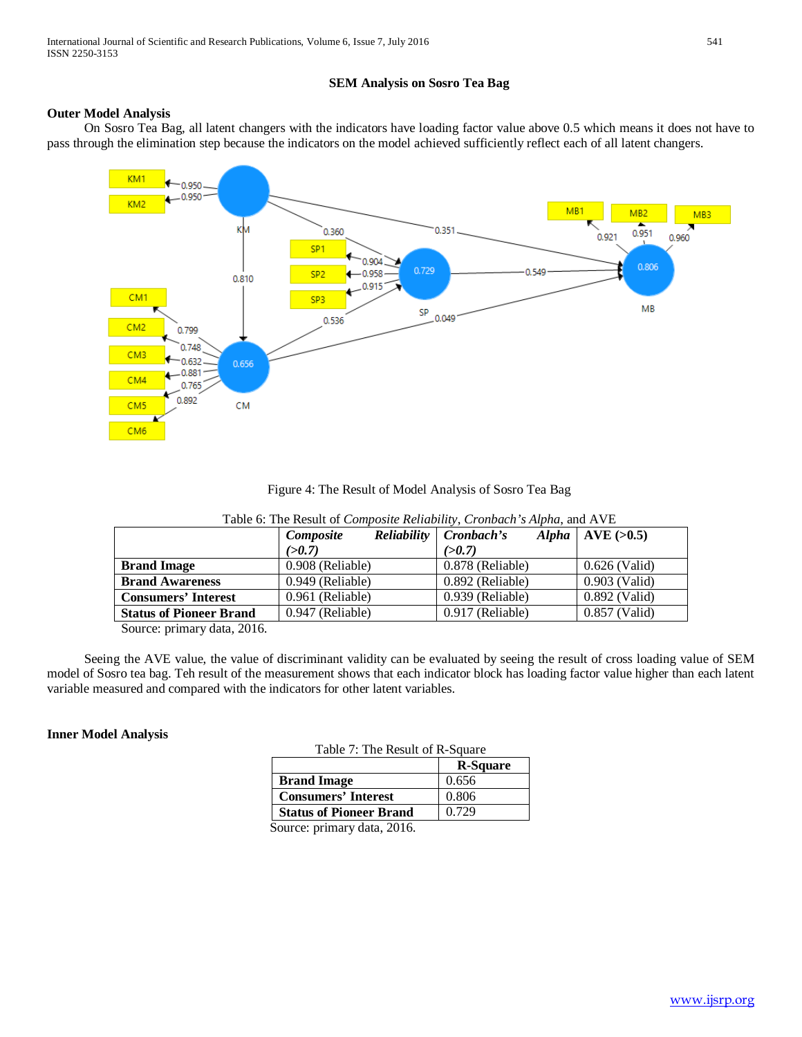**SEM Analysis on Sosro Tea Bag**

**Outer Model Analysis**

On Sosro Tea Bag, all latent changers with the indicators have loading factor value above 0.5 which means it does not have to pass through the elimination step because the indicators on the model achieved sufficiently reflect each of all latent changers.

Figure 4: The Result of Model Analysis of Sosro Tea Bag

Table 6: The Result of *Composite Reliability*, *Cronbach's Alpha*, and AVE

| | ***Composite Reliability (>0.7)*** | ***Cronbach's Alpha (>0.7)*** | **AVE (>0.5)** |
|---|---|---|---|
| **Brand Image** | 0.908 (Reliable) | 0.878 (Reliable) | 0.626 (Valid) |
| **Brand Awareness** | 0.949 (Reliable) | 0.892 (Reliable) | 0.903 (Valid) |
| **Consumers' Interest** | 0.961 (Reliable) | 0.939 (Reliable) | 0.892 (Valid) |
| **Status of Pioneer Brand** | 0.947 (Reliable) | 0.917 (Reliable) | 0.857 (Valid) |

Source: primary data, 2016.

Seeing the AVE value, the value of discriminant validity can be evaluated by seeing the result of cross loading value of SEM model of Sosro tea bag. Teh result of the measurement shows that each indicator block has loading factor value higher than each latent variable measured and compared with the indicators for other latent variables.

**Inner Model Analysis**

Table 7: The Result of R-Square

| | **R-Square** |
|---|---|
| **Brand Image** | 0.656 |
| **Consumers' Interest** | 0.806 |
| **Status of Pioneer Brand** | 0.729 |

Source: primary data, 2016.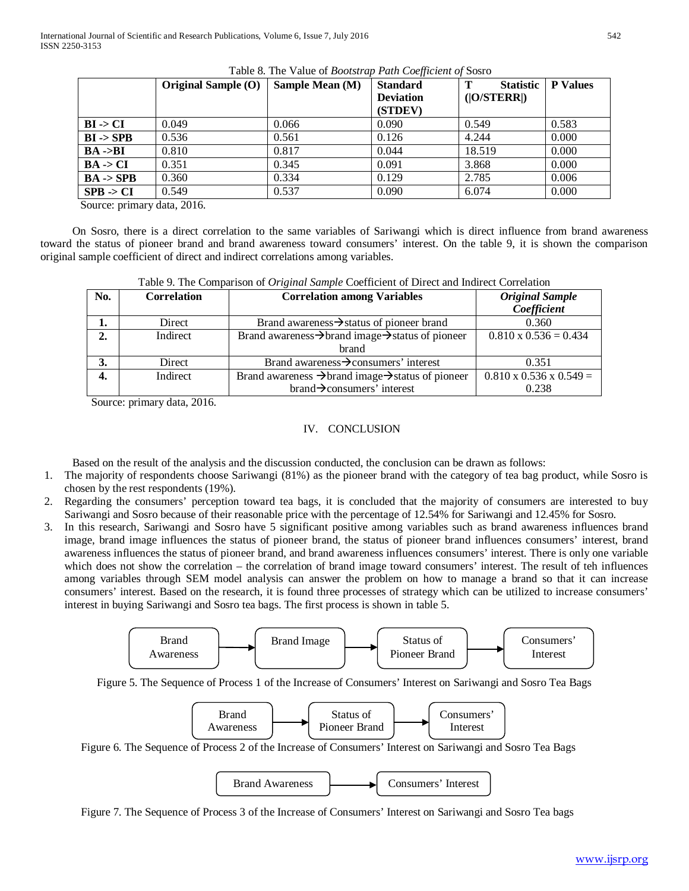Table 8. The Value of *Bootstrap Path Coefficient of* Sosro

| | Original Sample (O) | Sample Mean (M) | Standard Deviation (STDEV) | T Statistic (\|O/STERR\|) | P Values |
|---|---|---|---|---|---|
| **BI -> CI** | 0.049 | 0.066 | 0.090 | 0.549 | 0.583 |
| **BI -> SPB** | 0.536 | 0.561 | 0.126 | 4.244 | 0.000 |
| **BA ->BI** | 0.810 | 0.817 | 0.044 | 18.519 | 0.000 |
| **BA -> CI** | 0.351 | 0.345 | 0.091 | 3.868 | 0.000 |
| **BA -> SPB** | 0.360 | 0.334 | 0.129 | 2.785 | 0.006 |
| **SPB -> CI** | 0.549 | 0.537 | 0.090 | 6.074 | 0.000 |

Source: primary data, 2016.

On Sosro, there is a direct correlation to the same variables of Sariwangi which is direct influence from brand awareness toward the status of pioneer brand and brand awareness toward consumers' interest. On the table 9, it is shown the comparison original sample coefficient of direct and indirect correlations among variables.

Table 9. The Comparison of *Original Sample* Coefficient of Direct and Indirect Correlation

| No. | Correlation | Correlation among Variables | *Original Sample Coefficient* |
|---|---|---|---|
| **1.** | Direct | Brand awareness→status of pioneer brand | 0.360 |
| **2.** | Indirect | Brand awareness→brand image→status of pioneer brand | 0.810 x 0.536 = 0.434 |
| **3.** | Direct | Brand awareness→consumers' interest | 0.351 |
| **4.** | Indirect | Brand awareness →brand image→status of pioneer brand→consumers' interest | 0.810 x 0.536 x 0.549 = 0.238 |

Source: primary data, 2016.

## IV. CONCLUSION

Based on the result of the analysis and the discussion conducted, the conclusion can be drawn as follows:

1. The majority of respondents choose Sariwangi (81%) as the pioneer brand with the category of tea bag product, while Sosro is chosen by the rest respondents (19%).
2. Regarding the consumers' perception toward tea bags, it is concluded that the majority of consumers are interested to buy Sariwangi and Sosro because of their reasonable price with the percentage of 12.54% for Sariwangi and 12.45% for Sosro.
3. In this research, Sariwangi and Sosro have 5 significant positive among variables such as brand awareness influences brand image, brand image influences the status of pioneer brand, the status of pioneer brand influences consumers' interest, brand awareness influences the status of pioneer brand, and brand awareness influences consumers' interest. There is only one variable which does not show the correlation – the correlation of brand image toward consumers' interest. The result of teh influences among variables through SEM model analysis can answer the problem on how to manage a brand so that it can increase consumers' interest. Based on the research, it is found three processes of strategy which can be utilized to increase consumers' interest in buying Sariwangi and Sosro tea bags. The first process is shown in table 5.

Brand Awareness → Brand Image → Status of Pioneer Brand → Consumers' Interest

Figure 5. The Sequence of Process 1 of the Increase of Consumers' Interest on Sariwangi and Sosro Tea Bags

Brand Awareness → Status of Pioneer Brand → Consumers' Interest

Figure 6. The Sequence of Process 2 of the Increase of Consumers' Interest on Sariwangi and Sosro Tea Bags

Brand Awareness → Consumers' Interest

Figure 7. The Sequence of Process 3 of the Increase of Consumers' Interest on Sariwangi and Sosro Tea bags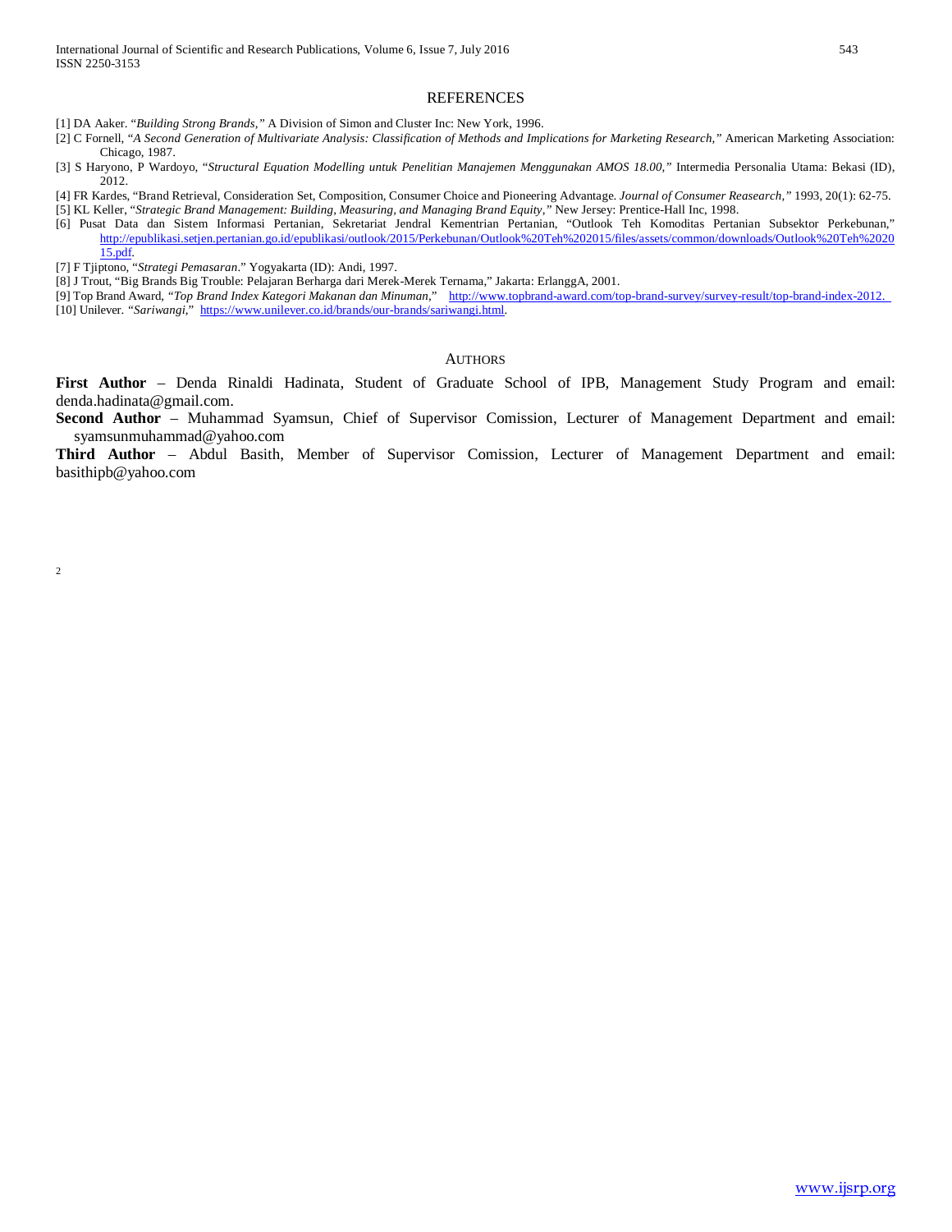## REFERENCES

[1] DA Aaker. "*Building Strong Brands,*" A Division of Simon and Cluster Inc: New York, 1996.

[2] C Fornell, "*A Second Generation of Multivariate Analysis: Classification of Methods and Implications for Marketing Research,*" American Marketing Association: Chicago, 1987.

[3] S Haryono, P Wardoyo, "*Structural Equation Modelling untuk Penelitian Manajemen Menggunakan AMOS 18.00,*" Intermedia Personalia Utama: Bekasi (ID), 2012.

[4] FR Kardes, "Brand Retrieval, Consideration Set, Composition, Consumer Choice and Pioneering Advantage. *Journal of Consumer Reasearch,*" 1993, 20(1): 62-75.

[5] KL Keller, "*Strategic Brand Management: Building, Measuring, and Managing Brand Equity,*" New Jersey: Prentice-Hall Inc, 1998.

[6] Pusat Data dan Sistem Informasi Pertanian, Sekretariat Jendral Kementrian Pertanian, "Outlook Teh Komoditas Pertanian Subsektor Perkebunan," http://epublikasi.setjen.pertanian.go.id/epublikasi/outlook/2015/Perkebunan/Outlook%20Teh%202015/files/assets/common/downloads/Outlook%20Teh%202015.pdf.

[7] F Tjiptono, "*Strategi Pemasaran*." Yogyakarta (ID): Andi, 1997.

[8] J Trout, "Big Brands Big Trouble: Pelajaran Berharga dari Merek-Merek Ternama," Jakarta: ErlanggA, 2001.

[9] Top Brand Award, "*Top Brand Index Kategori Makanan dan Minuman*," http://www.topbrand-award.com/top-brand-survey/survey-result/top-brand-index-2012.

[10] Unilever. "*Sariwangi,*" https://www.unilever.co.id/brands/our-brands/sariwangi.html.

## AUTHORS

**First Author** – Denda Rinaldi Hadinata, Student of Graduate School of IPB, Management Study Program and email: denda.hadinata@gmail.com.

**Second Author** – Muhammad Syamsun, Chief of Supervisor Comission, Lecturer of Management Department and email: syamsunmuhammad@yahoo.com

**Third Author** – Abdul Basith, Member of Supervisor Comission, Lecturer of Management Department and email: basithipb@yahoo.com

2